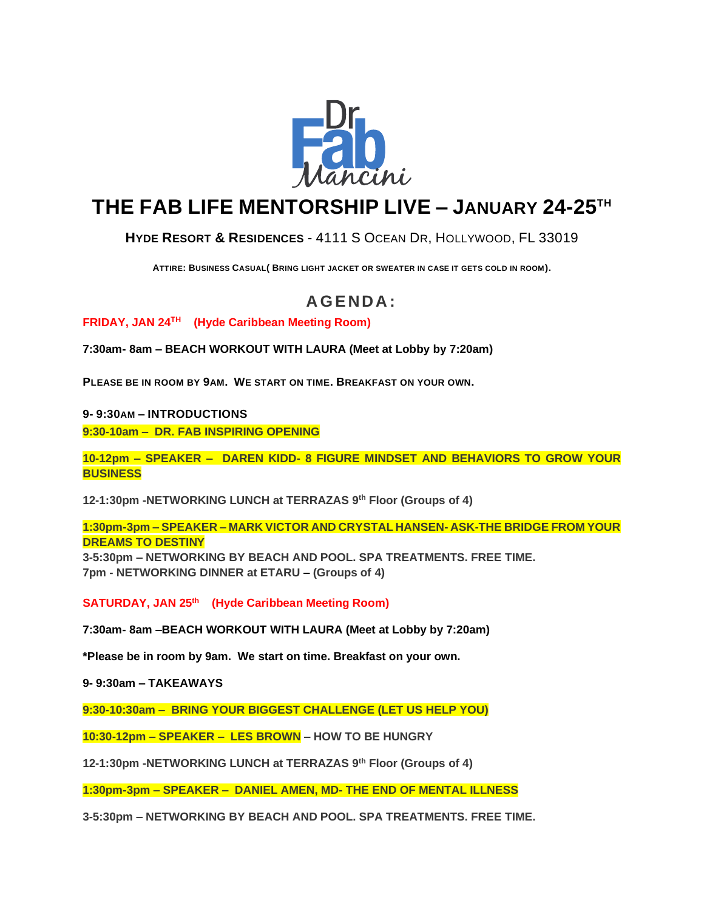Dr Fab Mancini

# THE FAB LIFE MENTORSHIP LIVE – JANUARY 24-25TH

**HYDE RESORT & RESIDENCES** - 4111 S OCEAN DR, HOLLYWOOD, FL 33019

**ATTIRE: BUSINESS CASUAL( BRING LIGHT JACKET OR SWEATER IN CASE IT GETS COLD IN ROOM).**

## AGENDA:

**FRIDAY, JAN 24TH (Hyde Caribbean Meeting Room)**

**7:30am- 8am – BEACH WORKOUT WITH LAURA (Meet at Lobby by 7:20am)**

**PLEASE BE IN ROOM BY 9AM. WE START ON TIME. BREAKFAST ON YOUR OWN.**

**9- 9:30AM – INTRODUCTIONS**

**9:30-10am – DR. FAB INSPIRING OPENING**

**10-12pm – SPEAKER – DAREN KIDD- 8 FIGURE MINDSET AND BEHAVIORS TO GROW YOUR BUSINESS**

**12-1:30pm -NETWORKING LUNCH at TERRAZAS 9th Floor (Groups of 4)**

**1:30pm-3pm – SPEAKER – MARK VICTOR AND CRYSTAL HANSEN- ASK-THE BRIDGE FROM YOUR DREAMS TO DESTINY**
**3-5:30pm – NETWORKING BY BEACH AND POOL. SPA TREATMENTS. FREE TIME.**
**7pm - NETWORKING DINNER at ETARU – (Groups of 4)**

**SATURDAY, JAN 25th (Hyde Caribbean Meeting Room)**

**7:30am- 8am –BEACH WORKOUT WITH LAURA (Meet at Lobby by 7:20am)**

**\*Please be in room by 9am. We start on time. Breakfast on your own.**

**9- 9:30am – TAKEAWAYS**

**9:30-10:30am – BRING YOUR BIGGEST CHALLENGE (LET US HELP YOU)**

**10:30-12pm – SPEAKER – LES BROWN – HOW TO BE HUNGRY**

**12-1:30pm -NETWORKING LUNCH at TERRAZAS 9th Floor (Groups of 4)**

**1:30pm-3pm – SPEAKER – DANIEL AMEN, MD- THE END OF MENTAL ILLNESS**

**3-5:30pm – NETWORKING BY BEACH AND POOL. SPA TREATMENTS. FREE TIME.**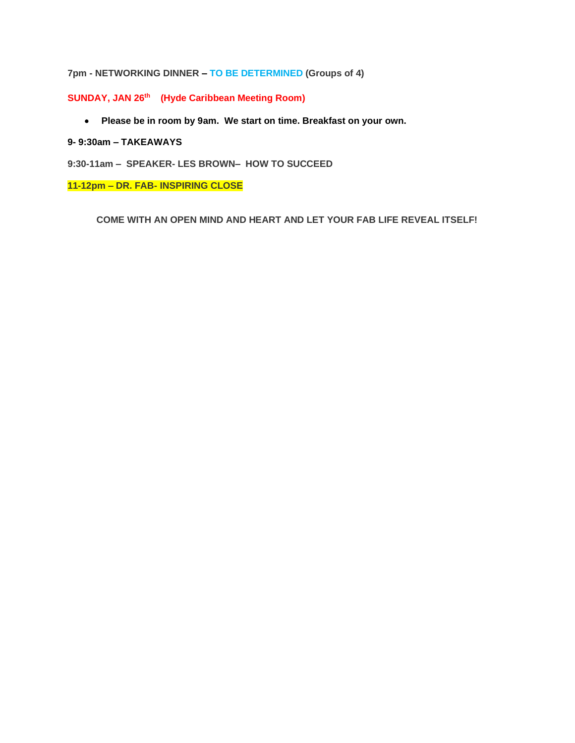**7pm - NETWORKING DINNER – TO BE DETERMINED (Groups of 4)**

**SUNDAY, JAN 26th (Hyde Caribbean Meeting Room)**

- **Please be in room by 9am. We start on time. Breakfast on your own.**

**9- 9:30am – TAKEAWAYS**

**9:30-11am – SPEAKER- LES BROWN– HOW TO SUCCEED**

**11-12pm – DR. FAB- INSPIRING CLOSE**

**COME WITH AN OPEN MIND AND HEART AND LET YOUR FAB LIFE REVEAL ITSELF!**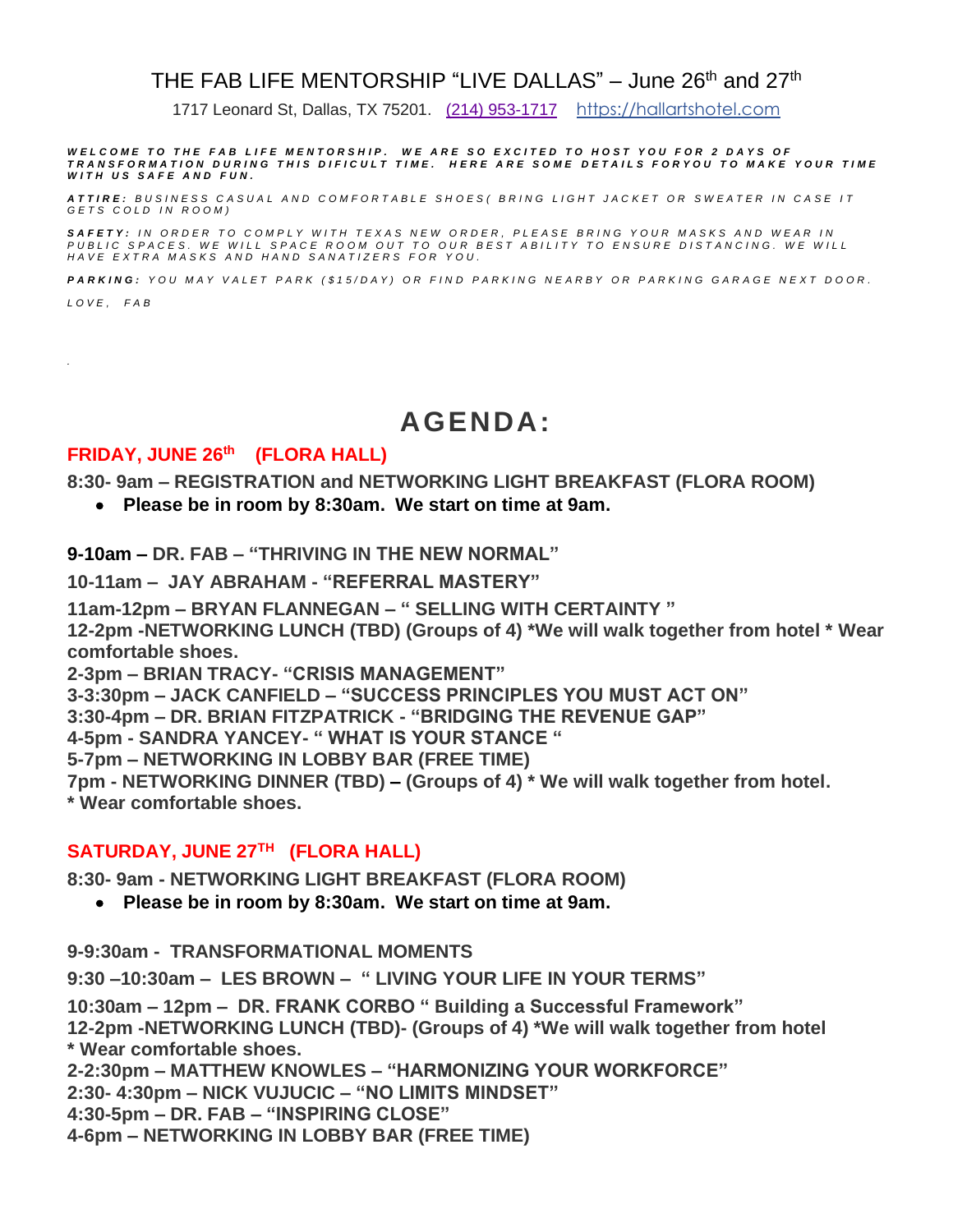# THE FAB LIFE MENTORSHIP "LIVE DALLAS" – June 26th and 27th

1717 Leonard St, Dallas, TX 75201. (214) 953-1717 https://hallartshotel.com

***WELCOME TO THE FAB LIFE MENTORSHIP. WE ARE SO EXCITED TO HOST YOU FOR 2 DAYS OF TRANSFORMATION DURING THIS DIFICULT TIME. HERE ARE SOME DETAILS FORYOU TO MAKE YOUR TIME WITH US SAFE AND FUN.***

***ATTIRE:*** *BUSINESS CASUAL AND COMFORTABLE SHOES( BRING LIGHT JACKET OR SWEATER IN CASE IT GETS COLD IN ROOM)*

***SAFETY:*** *IN ORDER TO COMPLY WITH TEXAS NEW ORDER, PLEASE BRING YOUR MASKS AND WEAR IN PUBLIC SPACES. WE WILL SPACE ROOM OUT TO OUR BEST ABILITY TO ENSURE DISTANCING. WE WILL HAVE EXTRA MASKS AND HAND SANATIZERS FOR YOU.*

***PARKING:*** *YOU MAY VALET PARK ($15/DAY) OR FIND PARKING NEARBY OR PARKING GARAGE NEXT DOOR.*

*LOVE, FAB*

## AGENDA:

### FRIDAY, JUNE 26th (FLORA HALL)

**8:30- 9am – REGISTRATION and NETWORKING LIGHT BREAKFAST (FLORA ROOM)**

- **Please be in room by 8:30am. We start on time at 9am.**

**9-10am – DR. FAB – "THRIVING IN THE NEW NORMAL"**

**10-11am – JAY ABRAHAM - "REFERRAL MASTERY"**

**11am-12pm – BRYAN FLANNEGAN – " SELLING WITH CERTAINTY "**
**12-2pm -NETWORKING LUNCH (TBD) (Groups of 4) *We will walk together from hotel * Wear comfortable shoes.**
**2-3pm – BRIAN TRACY- "CRISIS MANAGEMENT"**
**3-3:30pm – JACK CANFIELD – "SUCCESS PRINCIPLES YOU MUST ACT ON"**
**3:30-4pm – DR. BRIAN FITZPATRICK - "BRIDGING THE REVENUE GAP"**
**4-5pm - SANDRA YANCEY- " WHAT IS YOUR STANCE "**
**5-7pm – NETWORKING IN LOBBY BAR (FREE TIME)**
**7pm - NETWORKING DINNER (TBD) – (Groups of 4) * We will walk together from hotel.**
*** Wear comfortable shoes.**

### SATURDAY, JUNE 27TH (FLORA HALL)

**8:30- 9am - NETWORKING LIGHT BREAKFAST (FLORA ROOM)**

- **Please be in room by 8:30am. We start on time at 9am.**

**9-9:30am - TRANSFORMATIONAL MOMENTS**

**9:30 –10:30am – LES BROWN – " LIVING YOUR LIFE IN YOUR TERMS"**

**10:30am – 12pm – DR. FRANK CORBO " Building a Successful Framework"**
**12-2pm -NETWORKING LUNCH (TBD)- (Groups of 4) *We will walk together from hotel**
*** Wear comfortable shoes.**
**2-2:30pm – MATTHEW KNOWLES – "HARMONIZING YOUR WORKFORCE"**
**2:30- 4:30pm – NICK VUJUCIC – "NO LIMITS MINDSET"**
**4:30-5pm – DR. FAB – "INSPIRING CLOSE"**
**4-6pm – NETWORKING IN LOBBY BAR (FREE TIME)**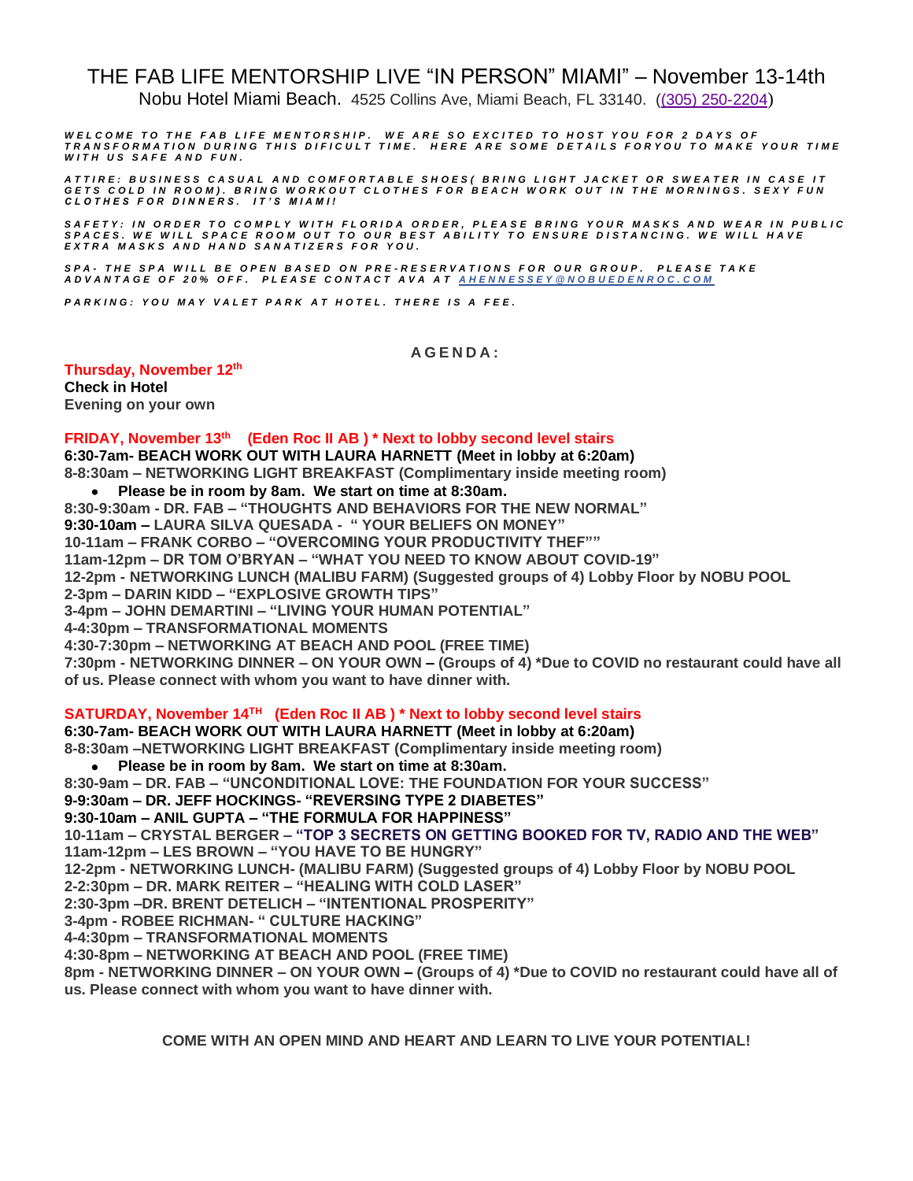# THE FAB LIFE MENTORSHIP LIVE "IN PERSON" MIAMI" – November 13-14th

Nobu Hotel Miami Beach. 4525 Collins Ave, Miami Beach, FL 33140. ((305) 250-2204)

*WELCOME TO THE FAB LIFE MENTORSHIP. WE ARE SO EXCITED TO HOST YOU FOR 2 DAYS OF TRANSFORMATION DURING THIS DIFICULT TIME. HERE ARE SOME DETAILS FORYOU TO MAKE YOUR TIME WITH US SAFE AND FUN.*

*ATTIRE: BUSINESS CASUAL AND COMFORTABLE SHOES( BRING LIGHT JACKET OR SWEATER IN CASE IT GETS COLD IN ROOM). BRING WORKOUT CLOTHES FOR BEACH WORK OUT IN THE MORNINGS. SEXY FUN CLOTHES FOR DINNERS. IT'S MIAMI!*

*SAFETY: IN ORDER TO COMPLY WITH FLORIDA ORDER, PLEASE BRING YOUR MASKS AND WEAR IN PUBLIC SPACES. WE WILL SPACE ROOM OUT TO OUR BEST ABILITY TO ENSURE DISTANCING. WE WILL HAVE EXTRA MASKS AND HAND SANATIZERS FOR YOU.*

*SPA- THE SPA WILL BE OPEN BASED ON PRE-RESERVATIONS FOR OUR GROUP. PLEASE TAKE ADVANTAGE OF 20% OFF. PLEASE CONTACT AVA AT AHENNESSEY@NOBUEDENROC.COM*

*PARKING: YOU MAY VALET PARK AT HOTEL. THERE IS A FEE.*

## AGENDA:

**Thursday, November 12th**
**Check in Hotel**
**Evening on your own**

**FRIDAY, November 13th (Eden Roc II AB ) \* Next to lobby second level stairs**

**6:30-7am- BEACH WORK OUT WITH LAURA HARNETT (Meet in lobby at 6:20am)**
**8-8:30am – NETWORKING LIGHT BREAKFAST (Complimentary inside meeting room)**

- **Please be in room by 8am. We start on time at 8:30am.**

**8:30-9:30am - DR. FAB – "THOUGHTS AND BEHAVIORS FOR THE NEW NORMAL"**
**9:30-10am – LAURA SILVA QUESADA - " YOUR BELIEFS ON MONEY"**
**10-11am – FRANK CORBO – "OVERCOMING YOUR PRODUCTIVITY THEF""**
**11am-12pm – DR TOM O'BRYAN – "WHAT YOU NEED TO KNOW ABOUT COVID-19"**
**12-2pm - NETWORKING LUNCH (MALIBU FARM) (Suggested groups of 4) Lobby Floor by NOBU POOL**
**2-3pm – DARIN KIDD – "EXPLOSIVE GROWTH TIPS"**
**3-4pm – JOHN DEMARTINI – "LIVING YOUR HUMAN POTENTIAL"**
**4-4:30pm – TRANSFORMATIONAL MOMENTS**
**4:30-7:30pm – NETWORKING AT BEACH AND POOL (FREE TIME)**
**7:30pm - NETWORKING DINNER – ON YOUR OWN – (Groups of 4) \*Due to COVID no restaurant could have all of us. Please connect with whom you want to have dinner with.**

**SATURDAY, November 14TH (Eden Roc II AB ) \* Next to lobby second level stairs**

**6:30-7am- BEACH WORK OUT WITH LAURA HARNETT (Meet in lobby at 6:20am)**
**8-8:30am –NETWORKING LIGHT BREAKFAST (Complimentary inside meeting room)**

- **Please be in room by 8am. We start on time at 8:30am.**

**8:30-9am – DR. FAB – "UNCONDITIONAL LOVE: THE FOUNDATION FOR YOUR SUCCESS"**
**9-9:30am – DR. JEFF HOCKINGS- "REVERSING TYPE 2 DIABETES"**
**9:30-10am – ANIL GUPTA – "THE FORMULA FOR HAPPINESS"**
**10-11am – CRYSTAL BERGER – "TOP 3 SECRETS ON GETTING BOOKED FOR TV, RADIO AND THE WEB"**
**11am-12pm – LES BROWN – "YOU HAVE TO BE HUNGRY"**
**12-2pm - NETWORKING LUNCH- (MALIBU FARM) (Suggested groups of 4) Lobby Floor by NOBU POOL**
**2-2:30pm – DR. MARK REITER – "HEALING WITH COLD LASER"**
**2:30-3pm –DR. BRENT DETELICH – "INTENTIONAL PROSPERITY"**
**3-4pm - ROBEE RICHMAN- " CULTURE HACKING"**
**4-4:30pm – TRANSFORMATIONAL MOMENTS**
**4:30-8pm – NETWORKING AT BEACH AND POOL (FREE TIME)**
**8pm - NETWORKING DINNER – ON YOUR OWN – (Groups of 4) \*Due to COVID no restaurant could have all of us. Please connect with whom you want to have dinner with.**

**COME WITH AN OPEN MIND AND HEART AND LEARN TO LIVE YOUR POTENTIAL!**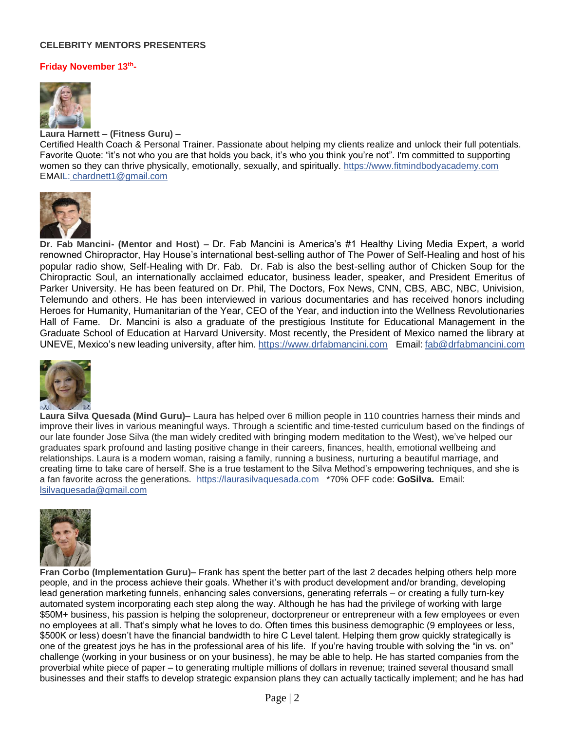**CELEBRITY MENTORS PRESENTERS**

**Friday November 13th-**

**Laura Harnett – (Fitness Guru) –**
Certified Health Coach & Personal Trainer. Passionate about helping my clients realize and unlock their full potentials. Favorite Quote: "it's not who you are that holds you back, it's who you think you're not". I'm committed to supporting women so they can thrive physically, emotionally, sexually, and spiritually. https://www.fitmindbodyacademy.com
EMAIL: chardnett1@gmail.com

**Dr. Fab Mancini- (Mentor and Host)** – Dr. Fab Mancini is America's #1 Healthy Living Media Expert, a world renowned Chiropractor, Hay House's international best-selling author of The Power of Self-Healing and host of his popular radio show, Self-Healing with Dr. Fab. Dr. Fab is also the best-selling author of Chicken Soup for the Chiropractic Soul, an internationally acclaimed educator, business leader, speaker, and President Emeritus of Parker University. He has been featured on Dr. Phil, The Doctors, Fox News, CNN, CBS, ABC, NBC, Univision, Telemundo and others. He has been interviewed in various documentaries and has received honors including Heroes for Humanity, Humanitarian of the Year, CEO of the Year, and induction into the Wellness Revolutionaries Hall of Fame. Dr. Mancini is also a graduate of the prestigious Institute for Educational Management in the Graduate School of Education at Harvard University. Most recently, the President of Mexico named the library at UNEVE, Mexico's new leading university, after him. https://www.drfabmancini.com Email: fab@drfabmancini.com

**Laura Silva Quesada (Mind Guru)–** Laura has helped over 6 million people in 110 countries harness their minds and improve their lives in various meaningful ways. Through a scientific and time-tested curriculum based on the findings of our late founder Jose Silva (the man widely credited with bringing modern meditation to the West), we've helped our graduates spark profound and lasting positive change in their careers, finances, health, emotional wellbeing and relationships. Laura is a modern woman, raising a family, running a business, nurturing a beautiful marriage, and creating time to take care of herself. She is a true testament to the Silva Method's empowering techniques, and she is a fan favorite across the generations. https://laurasilvaquesada.com *70% OFF code: **GoSilva.** Email: lsilvaquesada@gmail.com

**Fran Corbo (Implementation Guru)–** Frank has spent the better part of the last 2 decades helping others help more people, and in the process achieve their goals. Whether it's with product development and/or branding, developing lead generation marketing funnels, enhancing sales conversions, generating referrals – or creating a fully turn-key automated system incorporating each step along the way. Although he has had the privilege of working with large $50M+ business, his passion is helping the solopreneur, doctorpreneur or entrepreneur with a few employees or even no employees at all. That's simply what he loves to do. Often times this business demographic (9 employees or less, $500K or less) doesn't have the financial bandwidth to hire C Level talent. Helping them grow quickly strategically is one of the greatest joys he has in the professional area of his life. If you're having trouble with solving the "in vs. on" challenge (working in your business or on your business), he may be able to help. He has started companies from the proverbial white piece of paper – to generating multiple millions of dollars in revenue; trained several thousand small businesses and their staffs to develop strategic expansion plans they can actually tactically implement; and he has had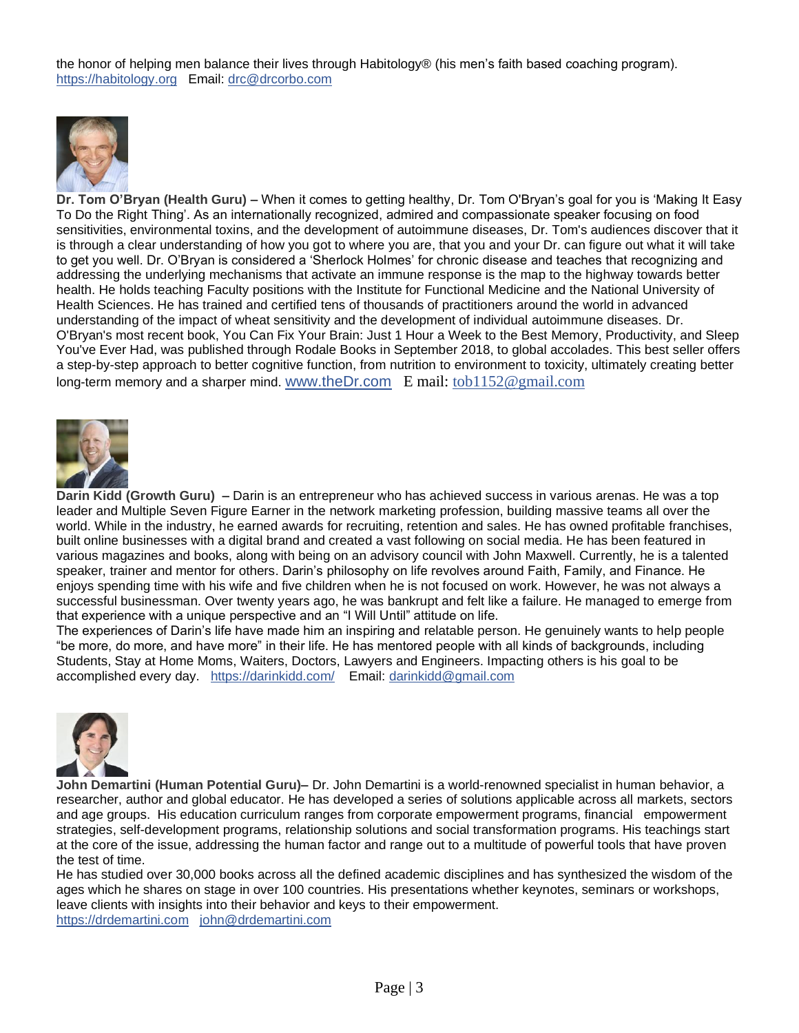the honor of helping men balance their lives through Habitology® (his men's faith based coaching program). https://habitology.org Email: drc@drcorbo.com

**Dr. Tom O'Bryan (Health Guru) –** When it comes to getting healthy, Dr. Tom O'Bryan's goal for you is 'Making It Easy To Do the Right Thing'. As an internationally recognized, admired and compassionate speaker focusing on food sensitivities, environmental toxins, and the development of autoimmune diseases, Dr. Tom's audiences discover that it is through a clear understanding of how you got to where you are, that you and your Dr. can figure out what it will take to get you well. Dr. O'Bryan is considered a 'Sherlock Holmes' for chronic disease and teaches that recognizing and addressing the underlying mechanisms that activate an immune response is the map to the highway towards better health. He holds teaching Faculty positions with the Institute for Functional Medicine and the National University of Health Sciences. He has trained and certified tens of thousands of practitioners around the world in advanced understanding of the impact of wheat sensitivity and the development of individual autoimmune diseases. Dr. O'Bryan's most recent book, You Can Fix Your Brain: Just 1 Hour a Week to the Best Memory, Productivity, and Sleep You've Ever Had, was published through Rodale Books in September 2018, to global accolades. This best seller offers a step-by-step approach to better cognitive function, from nutrition to environment to toxicity, ultimately creating better long-term memory and a sharper mind. www.theDr.com E mail: tob1152@gmail.com

**Darin Kidd (Growth Guru) –** Darin is an entrepreneur who has achieved success in various arenas. He was a top leader and Multiple Seven Figure Earner in the network marketing profession, building massive teams all over the world. While in the industry, he earned awards for recruiting, retention and sales. He has owned profitable franchises, built online businesses with a digital brand and created a vast following on social media. He has been featured in various magazines and books, along with being on an advisory council with John Maxwell. Currently, he is a talented speaker, trainer and mentor for others. Darin's philosophy on life revolves around Faith, Family, and Finance. He enjoys spending time with his wife and five children when he is not focused on work. However, he was not always a successful businessman. Over twenty years ago, he was bankrupt and felt like a failure. He managed to emerge from that experience with a unique perspective and an "I Will Until" attitude on life.

The experiences of Darin's life have made him an inspiring and relatable person. He genuinely wants to help people "be more, do more, and have more" in their life. He has mentored people with all kinds of backgrounds, including Students, Stay at Home Moms, Waiters, Doctors, Lawyers and Engineers. Impacting others is his goal to be accomplished every day. https://darinkidd.com/ Email: darinkidd@gmail.com

**John Demartini (Human Potential Guru)–** Dr. John Demartini is a world-renowned specialist in human behavior, a researcher, author and global educator. He has developed a series of solutions applicable across all markets, sectors and age groups. His education curriculum ranges from corporate empowerment programs, financial empowerment strategies, self-development programs, relationship solutions and social transformation programs. His teachings start at the core of the issue, addressing the human factor and range out to a multitude of powerful tools that have proven the test of time.

He has studied over 30,000 books across all the defined academic disciplines and has synthesized the wisdom of the ages which he shares on stage in over 100 countries. His presentations whether keynotes, seminars or workshops, leave clients with insights into their behavior and keys to their empowerment.

https://drdemartini.com john@drdemartini.com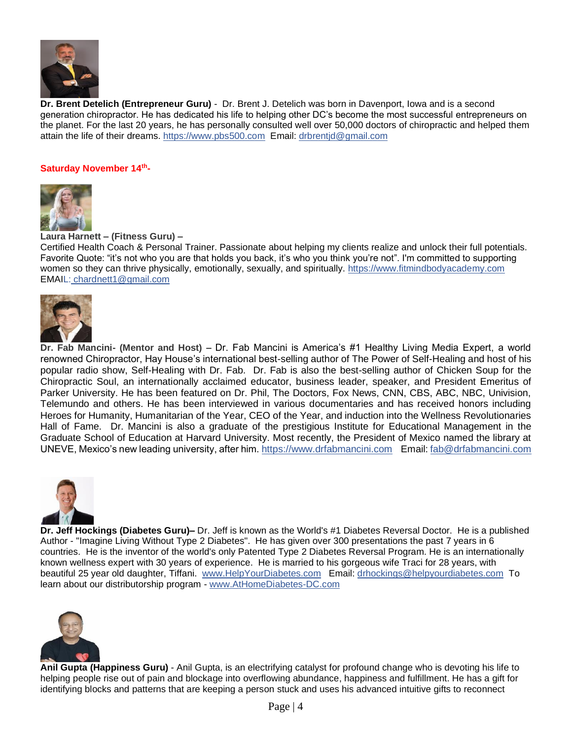**Dr. Brent Detelich (Entrepreneur Guru)** - Dr. Brent J. Detelich was born in Davenport, Iowa and is a second generation chiropractor. He has dedicated his life to helping other DC's become the most successful entrepreneurs on the planet. For the last 20 years, he has personally consulted well over 50,000 doctors of chiropractic and helped them attain the life of their dreams. https://www.pbs500.com Email: drbrentjd@gmail.com

**Saturday November 14th-**

**Laura Harnett – (Fitness Guru) –**
Certified Health Coach & Personal Trainer. Passionate about helping my clients realize and unlock their full potentials. Favorite Quote: "it's not who you are that holds you back, it's who you think you're not". I'm committed to supporting women so they can thrive physically, emotionally, sexually, and spiritually. https://www.fitmindbodyacademy.com
EMAIL: chardnett1@gmail.com

**Dr. Fab Mancini- (Mentor and Host)** – Dr. Fab Mancini is America's #1 Healthy Living Media Expert, a world renowned Chiropractor, Hay House's international best-selling author of The Power of Self-Healing and host of his popular radio show, Self-Healing with Dr. Fab. Dr. Fab is also the best-selling author of Chicken Soup for the Chiropractic Soul, an internationally acclaimed educator, business leader, speaker, and President Emeritus of Parker University. He has been featured on Dr. Phil, The Doctors, Fox News, CNN, CBS, ABC, NBC, Univision, Telemundo and others. He has been interviewed in various documentaries and has received honors including Heroes for Humanity, Humanitarian of the Year, CEO of the Year, and induction into the Wellness Revolutionaries Hall of Fame. Dr. Mancini is also a graduate of the prestigious Institute for Educational Management in the Graduate School of Education at Harvard University. Most recently, the President of Mexico named the library at UNEVE, Mexico's new leading university, after him. https://www.drfabmancini.com Email: fab@drfabmancini.com

**Dr. Jeff Hockings (Diabetes Guru)–** Dr. Jeff is known as the World's #1 Diabetes Reversal Doctor. He is a published Author - "Imagine Living Without Type 2 Diabetes". He has given over 300 presentations the past 7 years in 6 countries. He is the inventor of the world's only Patented Type 2 Diabetes Reversal Program. He is an internationally known wellness expert with 30 years of experience. He is married to his gorgeous wife Traci for 28 years, with beautiful 25 year old daughter, Tiffani. www.HelpYourDiabetes.com Email: drhockings@helpyourdiabetes.com To learn about our distributorship program - www.AtHomeDiabetes-DC.com

**Anil Gupta (Happiness Guru)** - Anil Gupta, is an electrifying catalyst for profound change who is devoting his life to helping people rise out of pain and blockage into overflowing abundance, happiness and fulfillment. He has a gift for identifying blocks and patterns that are keeping a person stuck and uses his advanced intuitive gifts to reconnect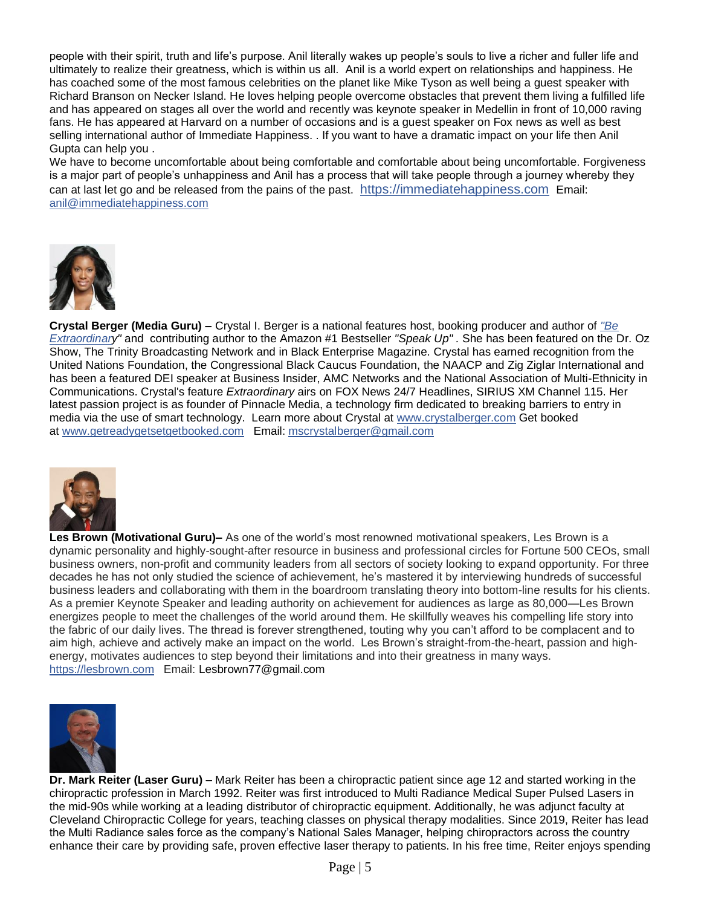people with their spirit, truth and life's purpose. Anil literally wakes up people's souls to live a richer and fuller life and ultimately to realize their greatness, which is within us all. Anil is a world expert on relationships and happiness. He has coached some of the most famous celebrities on the planet like Mike Tyson as well being a guest speaker with Richard Branson on Necker Island. He loves helping people overcome obstacles that prevent them living a fulfilled life and has appeared on stages all over the world and recently was keynote speaker in Medellin in front of 10,000 raving fans. He has appeared at Harvard on a number of occasions and is a guest speaker on Fox news as well as best selling international author of Immediate Happiness. . If you want to have a dramatic impact on your life then Anil Gupta can help you .

We have to become uncomfortable about being comfortable and comfortable about being uncomfortable. Forgiveness is a major part of people's unhappiness and Anil has a process that will take people through a journey whereby they can at last let go and be released from the pains of the past. https://immediatehappiness.com Email: anil@immediatehappiness.com

**Crystal Berger (Media Guru) –** Crystal I. Berger is a national features host, booking producer and author of *"Be Extraordinary"* and contributing author to the Amazon #1 Bestseller *"Speak Up"* . She has been featured on the Dr. Oz Show, The Trinity Broadcasting Network and in Black Enterprise Magazine. Crystal has earned recognition from the United Nations Foundation, the Congressional Black Caucus Foundation, the NAACP and Zig Ziglar International and has been a featured DEI speaker at Business Insider, AMC Networks and the National Association of Multi-Ethnicity in Communications. Crystal's feature *Extraordinary* airs on FOX News 24/7 Headlines, SIRIUS XM Channel 115. Her latest passion project is as founder of Pinnacle Media, a technology firm dedicated to breaking barriers to entry in media via the use of smart technology. Learn more about Crystal at www.crystalberger.com Get booked at www.getreadygetsetgetbooked.com Email: mscrystalberger@gmail.com

**Les Brown (Motivational Guru)–** As one of the world's most renowned motivational speakers, Les Brown is a dynamic personality and highly-sought-after resource in business and professional circles for Fortune 500 CEOs, small business owners, non-profit and community leaders from all sectors of society looking to expand opportunity. For three decades he has not only studied the science of achievement, he's mastered it by interviewing hundreds of successful business leaders and collaborating with them in the boardroom translating theory into bottom-line results for his clients. As a premier Keynote Speaker and leading authority on achievement for audiences as large as 80,000—Les Brown energizes people to meet the challenges of the world around them. He skillfully weaves his compelling life story into the fabric of our daily lives. The thread is forever strengthened, touting why you can't afford to be complacent and to aim high, achieve and actively make an impact on the world. Les Brown's straight-from-the-heart, passion and high-energy, motivates audiences to step beyond their limitations and into their greatness in many ways. https://lesbrown.com Email: Lesbrown77@gmail.com

**Dr. Mark Reiter (Laser Guru) –** Mark Reiter has been a chiropractic patient since age 12 and started working in the chiropractic profession in March 1992. Reiter was first introduced to Multi Radiance Medical Super Pulsed Lasers in the mid-90s while working at a leading distributor of chiropractic equipment. Additionally, he was adjunct faculty at Cleveland Chiropractic College for years, teaching classes on physical therapy modalities. Since 2019, Reiter has lead the Multi Radiance sales force as the company's National Sales Manager, helping chiropractors across the country enhance their care by providing safe, proven effective laser therapy to patients. In his free time, Reiter enjoys spending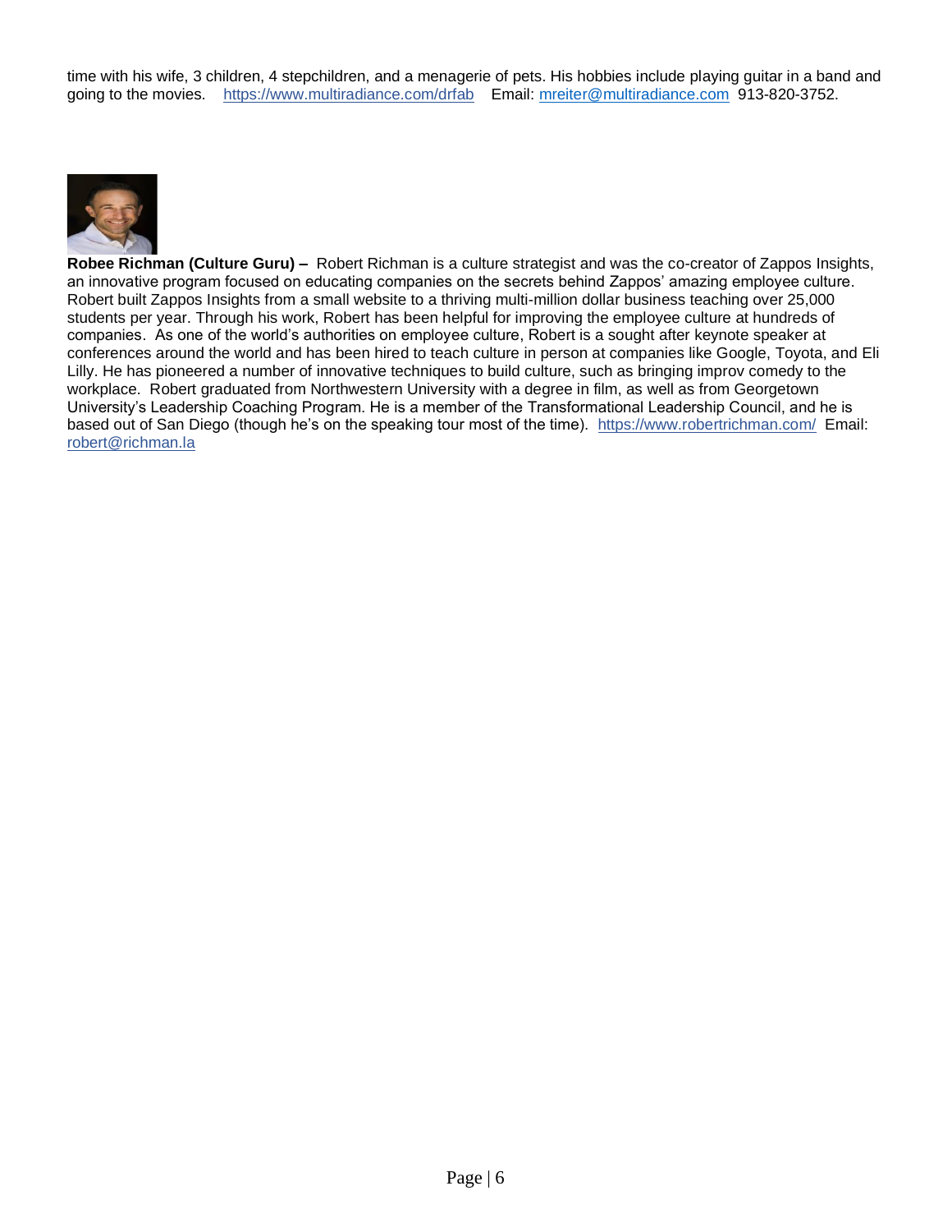time with his wife, 3 children, 4 stepchildren, and a menagerie of pets. His hobbies include playing guitar in a band and going to the movies. https://www.multiradiance.com/drfab Email: mreiter@multiradiance.com 913-820-3752.

**Robee Richman (Culture Guru) –** Robert Richman is a culture strategist and was the co-creator of Zappos Insights, an innovative program focused on educating companies on the secrets behind Zappos' amazing employee culture. Robert built Zappos Insights from a small website to a thriving multi-million dollar business teaching over 25,000 students per year. Through his work, Robert has been helpful for improving the employee culture at hundreds of companies. As one of the world's authorities on employee culture, Robert is a sought after keynote speaker at conferences around the world and has been hired to teach culture in person at companies like Google, Toyota, and Eli Lilly. He has pioneered a number of innovative techniques to build culture, such as bringing improv comedy to the workplace. Robert graduated from Northwestern University with a degree in film, as well as from Georgetown University's Leadership Coaching Program. He is a member of the Transformational Leadership Council, and he is based out of San Diego (though he's on the speaking tour most of the time). https://www.robertrichman.com/ Email: robert@richman.la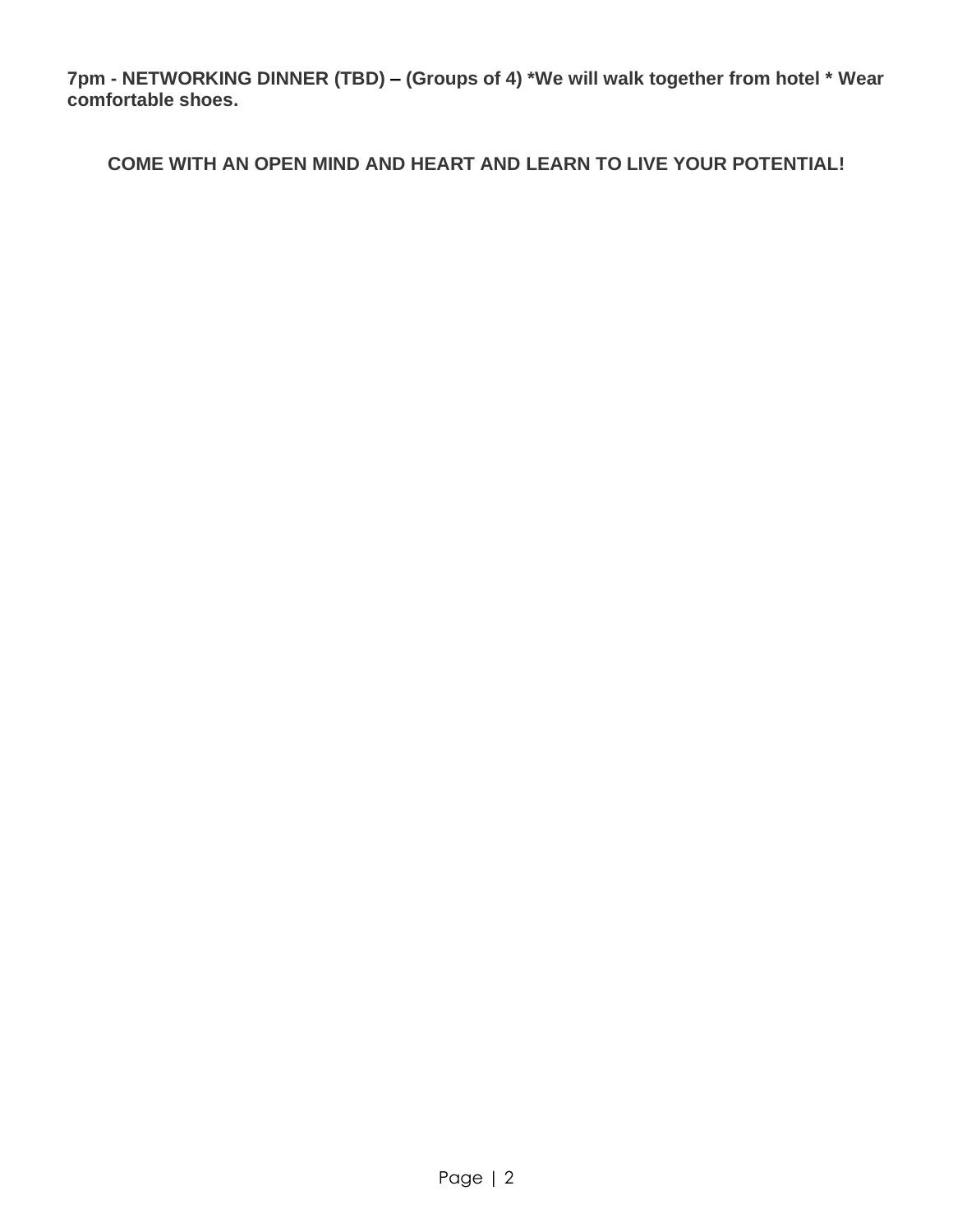**7pm - NETWORKING DINNER (TBD) – (Groups of 4) *We will walk together from hotel * Wear comfortable shoes.**

**COME WITH AN OPEN MIND AND HEART AND LEARN TO LIVE YOUR POTENTIAL!**